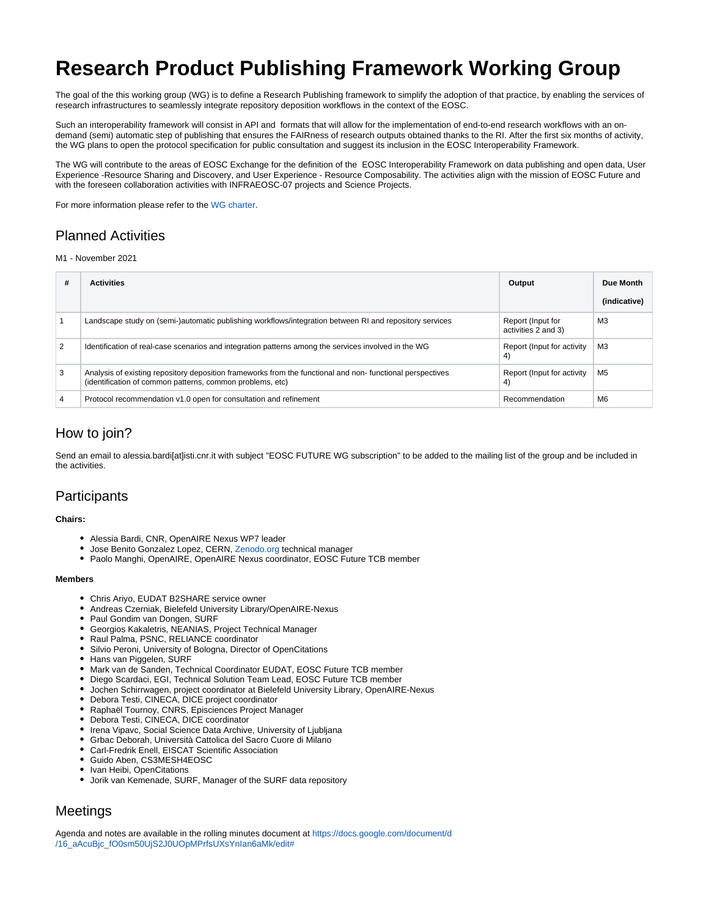# Research Product Publishing Framework Working Group

The goal of the this working group (WG) is to define a Research Publishing framework to simplify the adoption of that practice, by enabling the services of research infrastructures to seamlessly integrate repository deposition workflows in the context of the EOSC.

Such an interoperability framework will consist in API and formats that will allow for the implementation of end-to-end research workflows with an on-demand (semi) automatic step of publishing that ensures the FAIRness of research outputs obtained thanks to the RI. After the first six months of activity, the WG plans to open the protocol specification for public consultation and suggest its inclusion in the EOSC Interoperability Framework.

The WG will contribute to the areas of EOSC Exchange for the definition of the EOSC Interoperability Framework on data publishing and open data, User Experience -Resource Sharing and Discovery, and User Experience - Resource Composability. The activities align with the mission of EOSC Future and with the foreseen collaboration activities with INFRAEOSC-07 projects and Science Projects.

For more information please refer to the WG charter.

## Planned Activities

M1 - November 2021

| # | Activities | Output | Due Month (indicative) |
|---|---|---|---|
| 1 | Landscape study on (semi-)automatic publishing workflows/integration between RI and repository services | Report (Input for activities 2 and 3) | M3 |
| 2 | Identification of real-case scenarios and integration patterns among the services involved in the WG | Report (Input for activity 4) | M3 |
| 3 | Analysis of existing repository deposition frameworks from the functional and non- functional perspectives (identification of common patterns, common problems, etc) | Report (Input for activity 4) | M5 |
| 4 | Protocol recommendation v1.0 open for consultation and refinement | Recommendation | M6 |

## How to join?

Send an email to alessia.bardi[at]isti.cnr.it with subject "EOSC FUTURE WG subscription" to be added to the mailing list of the group and be included in the activities.

## Participants

**Chairs:**

- Alessia Bardi, CNR, OpenAIRE Nexus WP7 leader
- Jose Benito Gonzalez Lopez, CERN, Zenodo.org technical manager
- Paolo Manghi, OpenAIRE, OpenAIRE Nexus coordinator, EOSC Future TCB member

**Members**

- Chris Ariyo, EUDAT B2SHARE service owner
- Andreas Czerniak, Bielefeld University Library/OpenAIRE-Nexus
- Paul Gondim van Dongen, SURF
- Georgios Kakaletris, NEANIAS, Project Technical Manager
- Raul Palma, PSNC, RELIANCE coordinator
- Silvio Peroni, University of Bologna, Director of OpenCitations
- Hans van Piggelen, SURF
- Mark van de Sanden, Technical Coordinator EUDAT, EOSC Future TCB member
- Diego Scardaci, EGI, Technical Solution Team Lead, EOSC Future TCB member
- Jochen Schirrwagen, project coordinator at Bielefeld University Library, OpenAIRE-Nexus
- Debora Testi, CINECA, DICE project coordinator
- Raphaël Tournoy, CNRS, Episciences Project Manager
- Debora Testi, CINECA, DICE coordinator
- Irena Vipavc, Social Science Data Archive, University of Ljubljana
- Grbac Deborah, Università Cattolica del Sacro Cuore di Milano
- Carl-Fredrik Enell, EISCAT Scientific Association
- Guido Aben, CS3MESH4EOSC
- Ivan Heibi, OpenCitations
- Jorik van Kemenade, SURF, Manager of the SURF data repository

## Meetings

Agenda and notes are available in the rolling minutes document at https://docs.google.com/document/d/16_aAcuBjc_fO0sm50UjS2J0UOpMPrfsUXsYnIan6aMk/edit#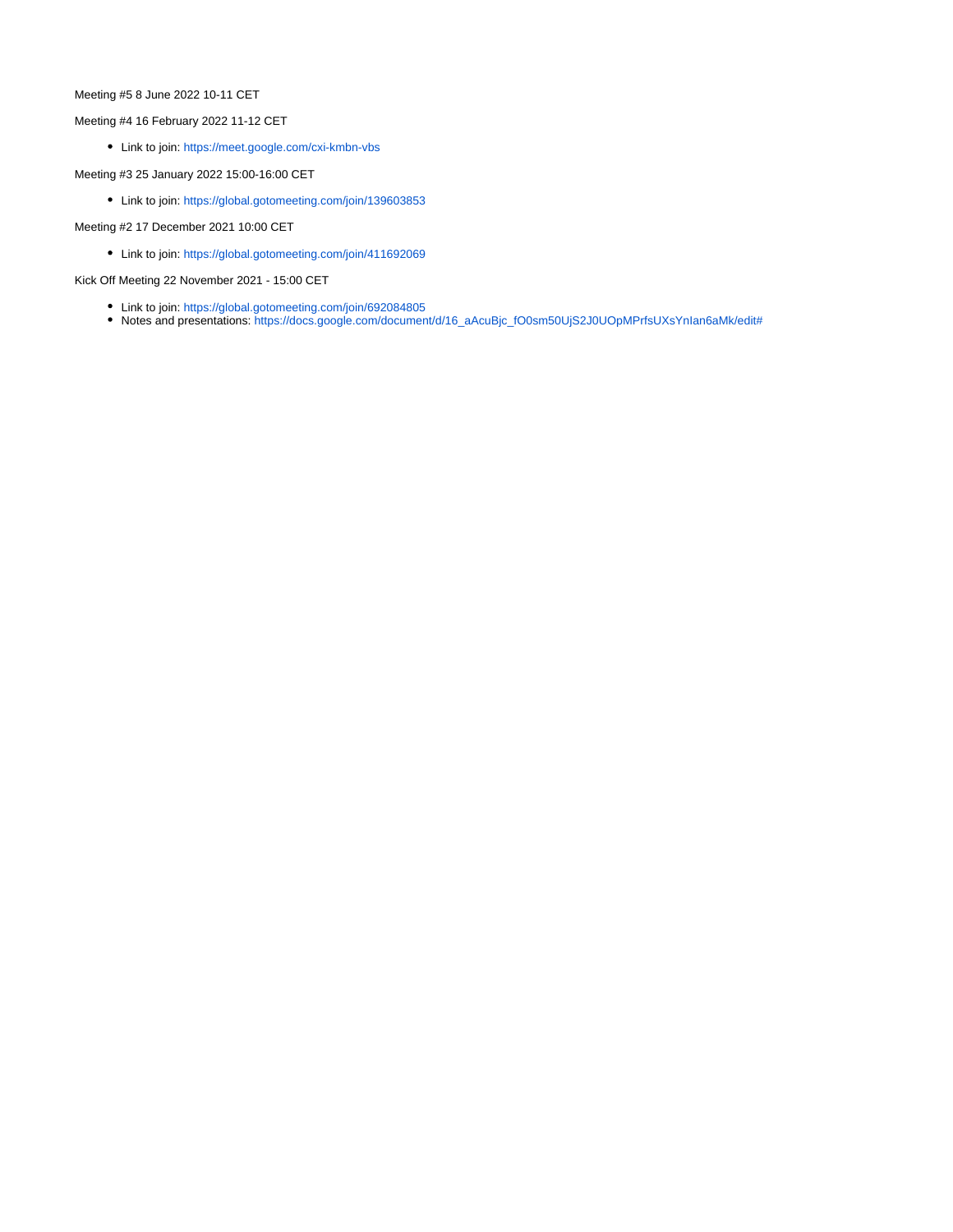Meeting #5 8 June 2022 10-11 CET

Meeting #4 16 February 2022 11-12 CET

- Link to join: https://meet.google.com/cxi-kmbn-vbs

Meeting #3 25 January 2022 15:00-16:00 CET

- Link to join: https://global.gotomeeting.com/join/139603853

Meeting #2 17 December 2021 10:00 CET

- Link to join: https://global.gotomeeting.com/join/411692069

Kick Off Meeting 22 November 2021 - 15:00 CET

- Link to join: https://global.gotomeeting.com/join/692084805
- Notes and presentations: https://docs.google.com/document/d/16_aAcuBjc_fO0sm50UjS2J0UOpMPrfsUXsYnIan6aMk/edit#